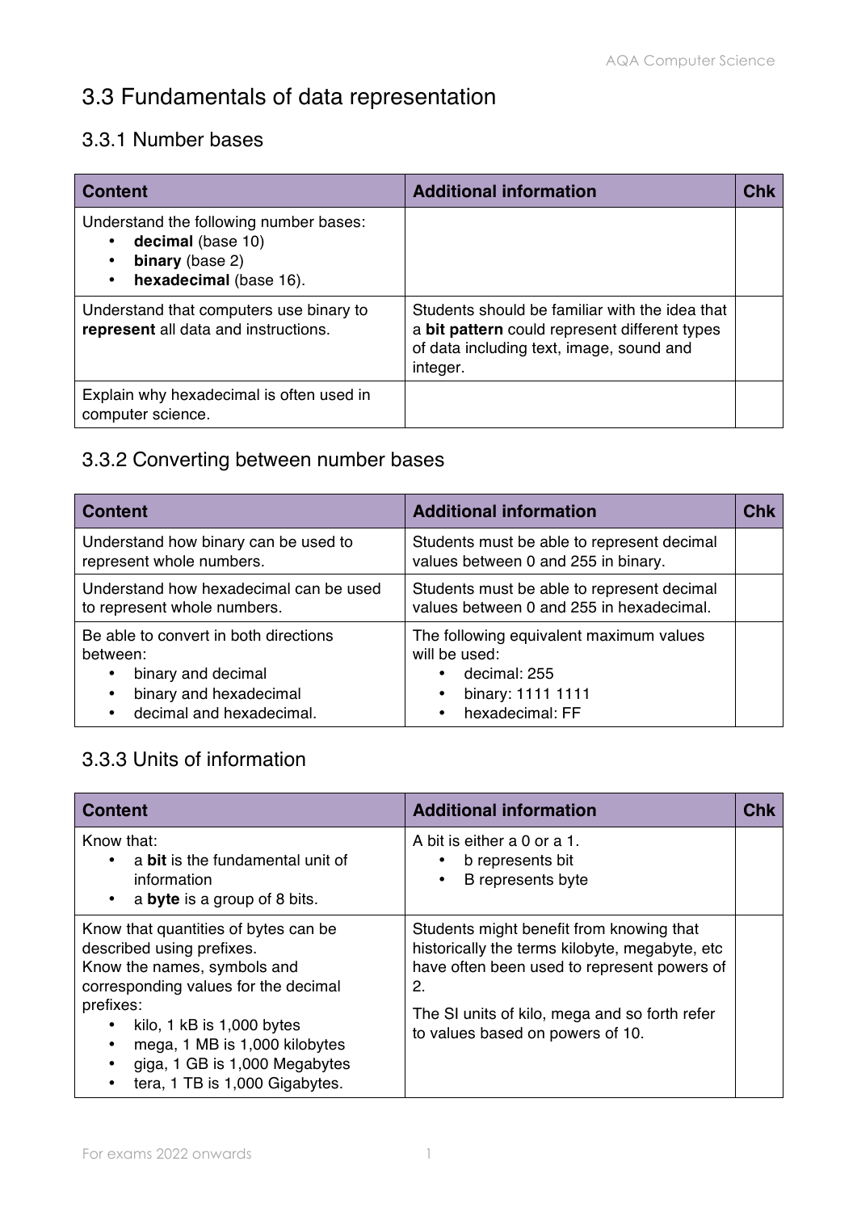# 3.3 Fundamentals of data representation

## 3.3.1 Number bases

| Content | Additional information | Chk |
|---|---|---|
| Understand the following number bases:<br>• **decimal** (base 10)<br>• **binary** (base 2)<br>• **hexadecimal** (base 16). | | |
| Understand that computers use binary to **represent** all data and instructions. | Students should be familiar with the idea that a **bit pattern** could represent different types of data including text, image, sound and integer. | |
| Explain why hexadecimal is often used in computer science. | | |

## 3.3.2 Converting between number bases

| Content | Additional information | Chk |
|---|---|---|
| Understand how binary can be used to represent whole numbers. | Students must be able to represent decimal values between 0 and 255 in binary. | |
| Understand how hexadecimal can be used to represent whole numbers. | Students must be able to represent decimal values between 0 and 255 in hexadecimal. | |
| Be able to convert in both directions between:<br>• binary and decimal<br>• binary and hexadecimal<br>• decimal and hexadecimal. | The following equivalent maximum values will be used:<br>• decimal: 255<br>• binary: 1111 1111<br>• hexadecimal: FF | |

## 3.3.3 Units of information

| Content | Additional information | Chk |
|---|---|---|
| Know that:<br>• a **bit** is the fundamental unit of information<br>• a **byte** is a group of 8 bits. | A bit is either a 0 or a 1.<br>• b represents bit<br>• B represents byte | |
| Know that quantities of bytes can be described using prefixes.<br>Know the names, symbols and corresponding values for the decimal prefixes:<br>• kilo, 1 kB is 1,000 bytes<br>• mega, 1 MB is 1,000 kilobytes<br>• giga, 1 GB is 1,000 Megabytes<br>• tera, 1 TB is 1,000 Gigabytes. | Students might benefit from knowing that historically the terms kilobyte, megabyte, etc have often been used to represent powers of 2.<br><br>The SI units of kilo, mega and so forth refer to values based on powers of 10. | |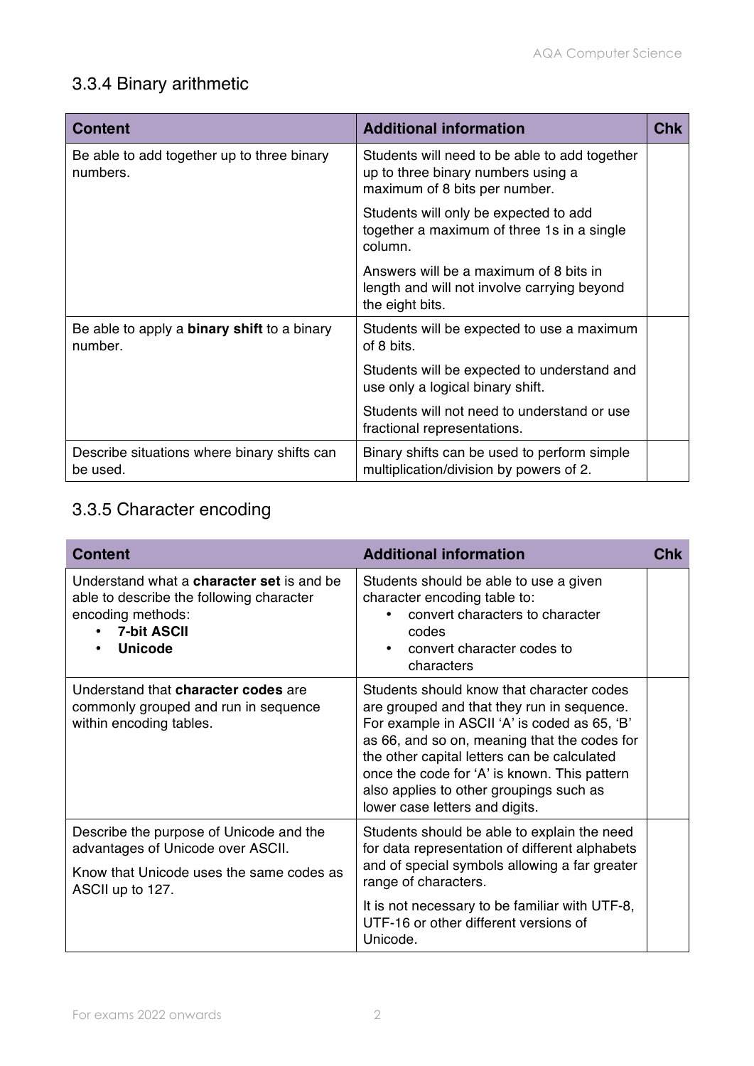## 3.3.4 Binary arithmetic

| Content | Additional information | Chk |
|---|---|---|
| Be able to add together up to three binary numbers. | Students will need to be able to add together up to three binary numbers using a maximum of 8 bits per number.<br><br>Students will only be expected to add together a maximum of three 1s in a single column.<br><br>Answers will be a maximum of 8 bits in length and will not involve carrying beyond the eight bits. | |
| Be able to apply a **binary shift** to a binary number. | Students will be expected to use a maximum of 8 bits.<br><br>Students will be expected to understand and use only a logical binary shift.<br><br>Students will not need to understand or use fractional representations. | |
| Describe situations where binary shifts can be used. | Binary shifts can be used to perform simple multiplication/division by powers of 2. | |

## 3.3.5 Character encoding

| Content | Additional information | Chk |
|---|---|---|
| Understand what a **character set** is and be able to describe the following character encoding methods:<br>• **7-bit ASCII**<br>• **Unicode** | Students should be able to use a given character encoding table to:<br>• convert characters to character codes<br>• convert character codes to characters | |
| Understand that **character codes** are commonly grouped and run in sequence within encoding tables. | Students should know that character codes are grouped and that they run in sequence. For example in ASCII 'A' is coded as 65, 'B' as 66, and so on, meaning that the codes for the other capital letters can be calculated once the code for 'A' is known. This pattern also applies to other groupings such as lower case letters and digits. | |
| Describe the purpose of Unicode and the advantages of Unicode over ASCII.<br><br>Know that Unicode uses the same codes as ASCII up to 127. | Students should be able to explain the need for data representation of different alphabets and of special symbols allowing a far greater range of characters.<br><br>It is not necessary to be familiar with UTF-8, UTF-16 or other different versions of Unicode. | |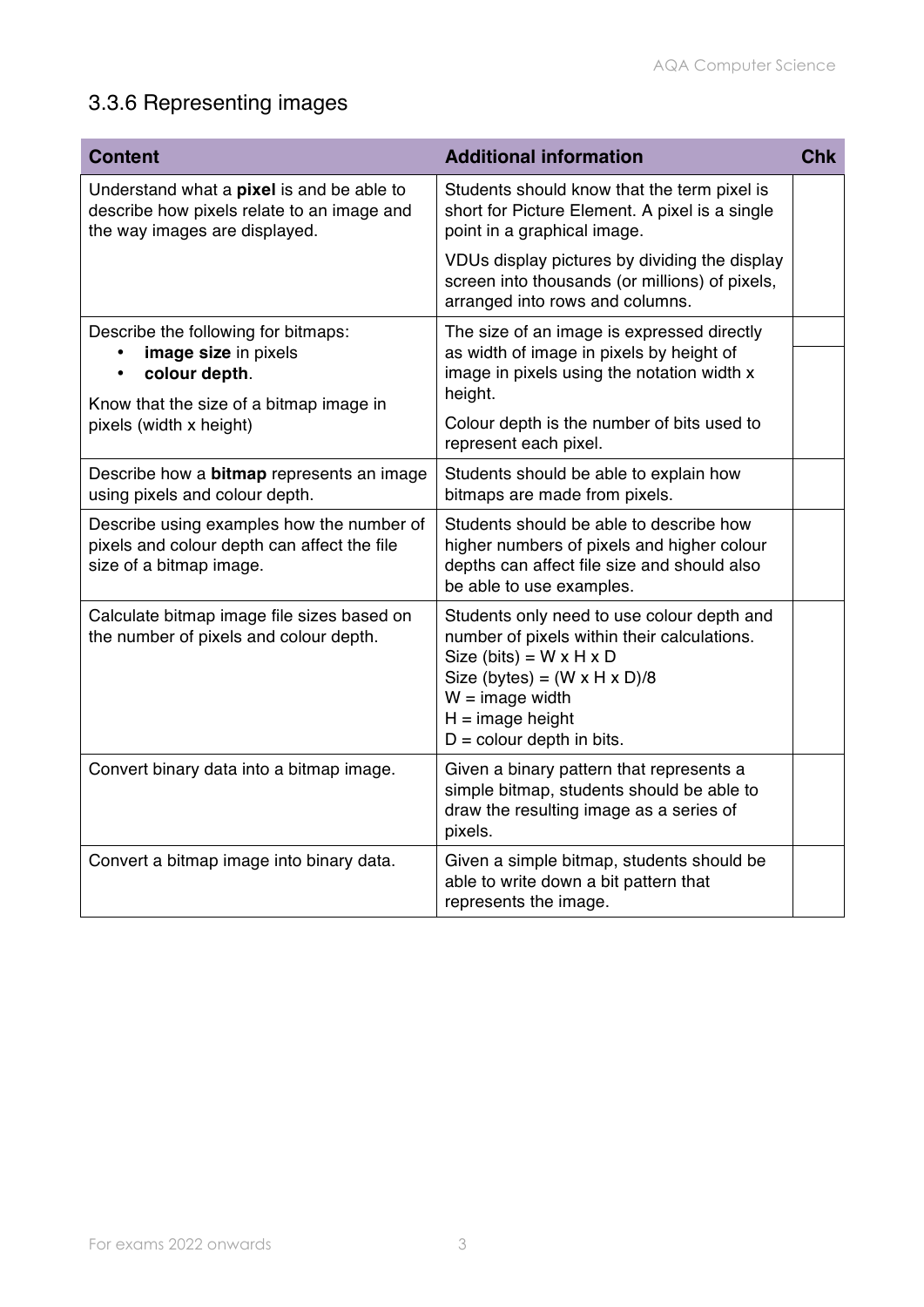## 3.3.6 Representing images

| Content | Additional information | Chk |
|---|---|---|
| Understand what a **pixel** is and be able to describe how pixels relate to an image and the way images are displayed. | Students should know that the term pixel is short for Picture Element. A pixel is a single point in a graphical image.<br><br>VDUs display pictures by dividing the display screen into thousands (or millions) of pixels, arranged into rows and columns. | |
| Describe the following for bitmaps:<br>• **image size** in pixels<br>• **colour depth**.<br><br>Know that the size of a bitmap image in pixels (width x height) | The size of an image is expressed directly as width of image in pixels by height of image in pixels using the notation width x height.<br><br>Colour depth is the number of bits used to represent each pixel. | |
| Describe how a **bitmap** represents an image using pixels and colour depth. | Students should be able to explain how bitmaps are made from pixels. | |
| Describe using examples how the number of pixels and colour depth can affect the file size of a bitmap image. | Students should be able to describe how higher numbers of pixels and higher colour depths can affect file size and should also be able to use examples. | |
| Calculate bitmap image file sizes based on the number of pixels and colour depth. | Students only need to use colour depth and number of pixels within their calculations.<br>Size (bits) = $W \times H \times D$<br>Size (bytes) = $(W \times H \times D)/8$<br>$W$ = image width<br>$H$ = image height<br>$D$ = colour depth in bits. | |
| Convert binary data into a bitmap image. | Given a binary pattern that represents a simple bitmap, students should be able to draw the resulting image as a series of pixels. | |
| Convert a bitmap image into binary data. | Given a simple bitmap, students should be able to write down a bit pattern that represents the image. | |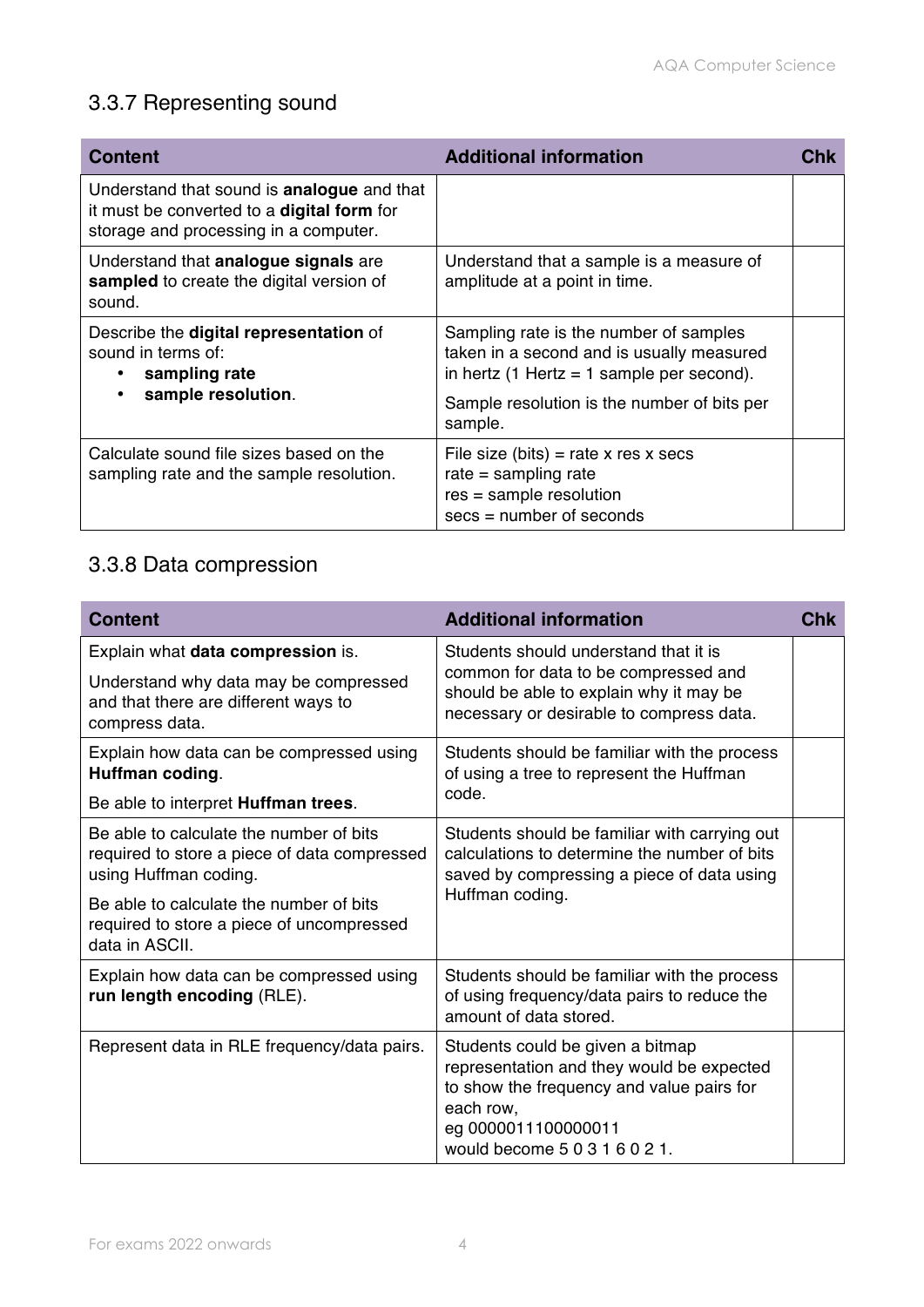## 3.3.7 Representing sound

| Content | Additional information | Chk |
|---|---|---|
| Understand that sound is **analogue** and that it must be converted to a **digital form** for storage and processing in a computer. | | |
| Understand that **analogue signals** are **sampled** to create the digital version of sound. | Understand that a sample is a measure of amplitude at a point in time. | |
| Describe the **digital representation** of sound in terms of:<br>• **sampling rate**<br>• **sample resolution**. | Sampling rate is the number of samples taken in a second and is usually measured in hertz (1 Hertz = 1 sample per second).<br><br>Sample resolution is the number of bits per sample. | |
| Calculate sound file sizes based on the sampling rate and the sample resolution. | File size (bits) = rate x res x secs<br>rate = sampling rate<br>res = sample resolution<br>secs = number of seconds | |

## 3.3.8 Data compression

| Content | Additional information | Chk |
|---|---|---|
| Explain what **data compression** is.<br><br>Understand why data may be compressed and that there are different ways to compress data. | Students should understand that it is common for data to be compressed and should be able to explain why it may be necessary or desirable to compress data. | |
| Explain how data can be compressed using **Huffman coding**.<br><br>Be able to interpret **Huffman trees**. | Students should be familiar with the process of using a tree to represent the Huffman code. | |
| Be able to calculate the number of bits required to store a piece of data compressed using Huffman coding.<br><br>Be able to calculate the number of bits required to store a piece of uncompressed data in ASCII. | Students should be familiar with carrying out calculations to determine the number of bits saved by compressing a piece of data using Huffman coding. | |
| Explain how data can be compressed using **run length encoding** (RLE). | Students should be familiar with the process of using frequency/data pairs to reduce the amount of data stored. | |
| Represent data in RLE frequency/data pairs. | Students could be given a bitmap representation and they would be expected to show the frequency and value pairs for each row,<br>eg 0000011100000011<br>would become 5 0 3 1 6 0 2 1. | |